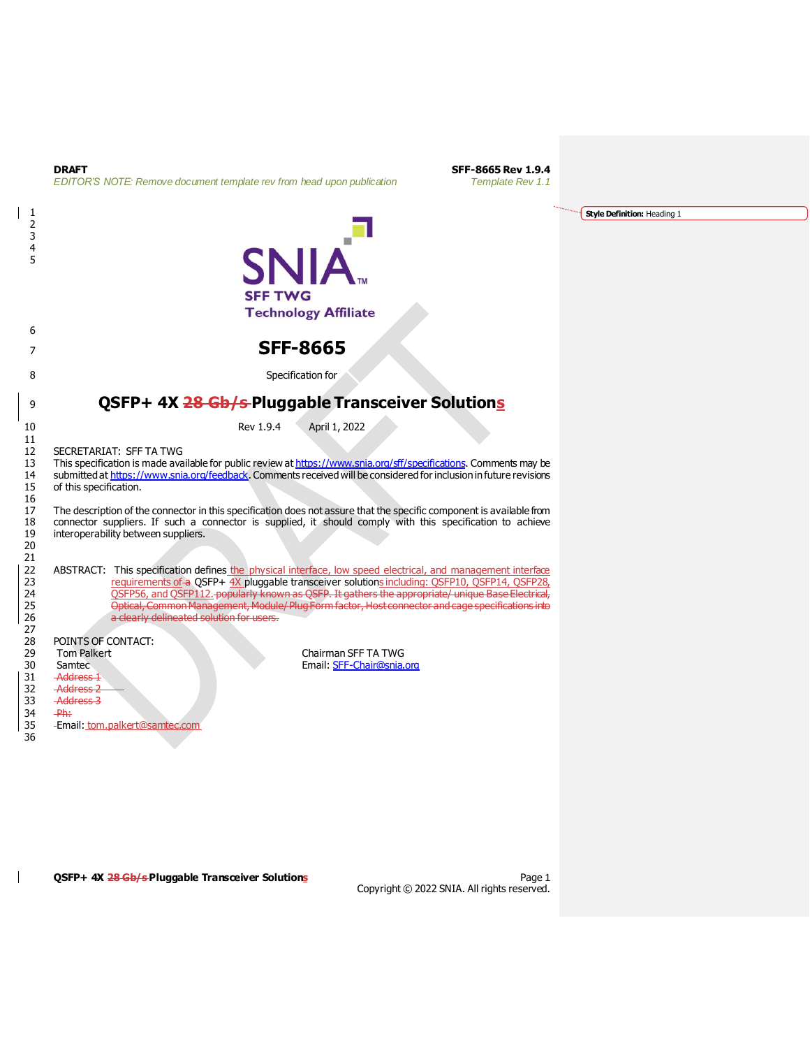**DRAFT** **SFF-8665 Rev 1.9.4**

*EDITOR'S NOTE: Remove document template rev from head upon publication* *Template Rev 1.1*

SNIA SFF TWG Technology Affiliate

# SFF-8665

Specification for

# QSFP+ 4X ~~28 Gb/s~~ Pluggable Transceiver Solutions

Rev 1.9.4 April 1, 2022

SECRETARIAT: SFF TA TWG

This specification is made available for public review at https://www.snia.org/sff/specifications. Comments may be submitted at https://www.snia.org/feedback. Comments received will be considered for inclusion in future revisions of this specification.

The description of the connector in this specification does not assure that the specific component is available from connector suppliers. If such a connector is supplied, it should comply with this specification to achieve interoperability between suppliers.

ABSTRACT: This specification defines the physical interface, low speed electrical, and management interface requirements of ~~a~~ QSFP+ 4X pluggable transceiver solutions including: QSFP10, QSFP14, QSFP28, QSFP56, and QSFP112. ~~popularly known as QSFP. It gathers the appropriate/ unique Base Electrical, Optical, Common Management, Module/ Plug Form factor, Host connector and cage specifications into a clearly delineated solution for users.~~

POINTS OF CONTACT:

Tom Palkert
Samtec
~~Address 1~~
~~Address 2~~
~~Address 3~~
~~Ph:~~
Email: tom.palkert@samtec.com

Chairman SFF TA TWG
Email: SFF-Chair@snia.org

Copyright © 2022 SNIA. All rights reserved.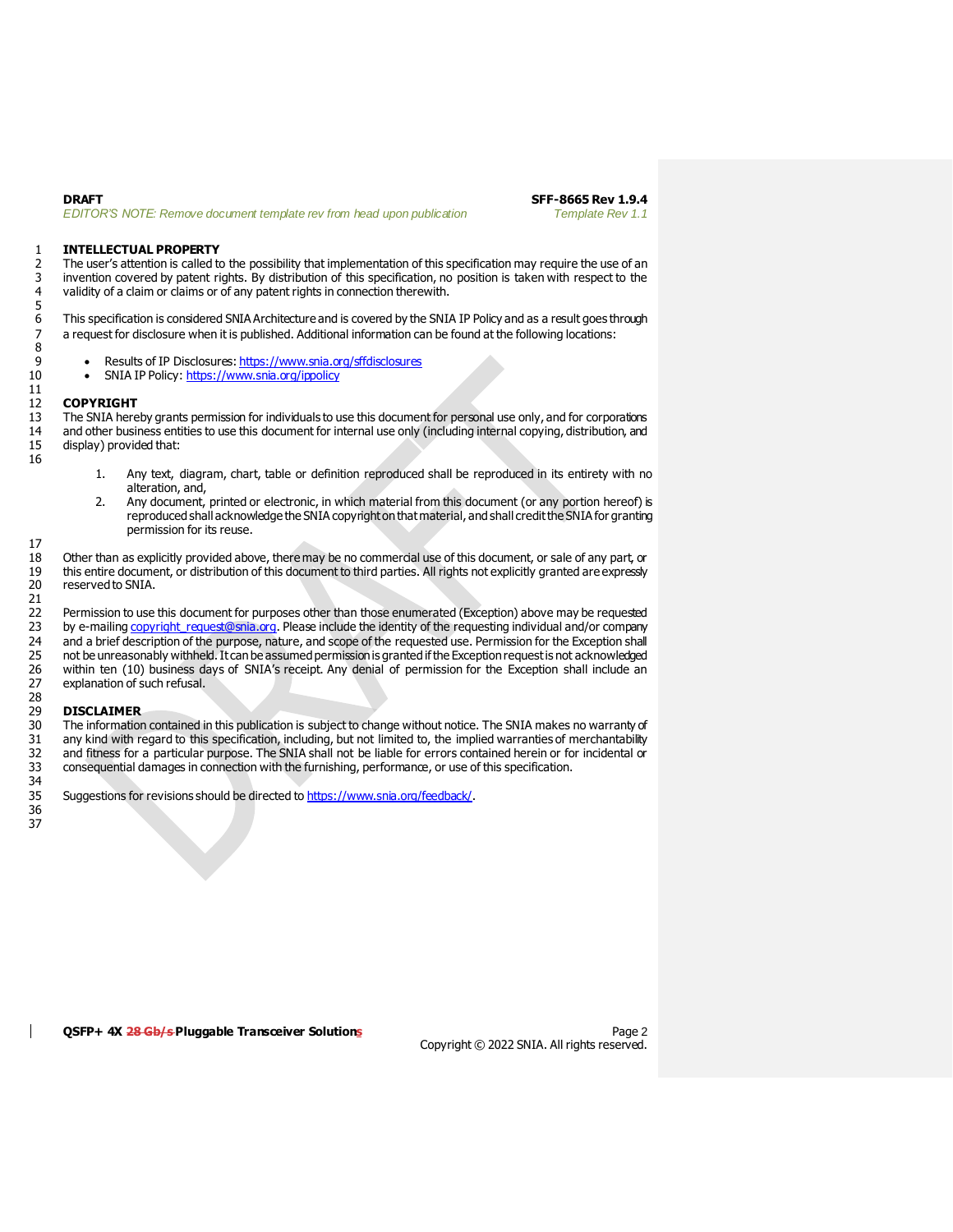## INTELLECTUAL PROPERTY

The user's attention is called to the possibility that implementation of this specification may require the use of an invention covered by patent rights. By distribution of this specification, no position is taken with respect to the validity of a claim or claims or of any patent rights in connection therewith.

This specification is considered SNIA Architecture and is covered by the SNIA IP Policy and as a result goes through a request for disclosure when it is published. Additional information can be found at the following locations:

- Results of IP Disclosures: https://www.snia.org/sffdisclosures
- SNIA IP Policy: https://www.snia.org/ippolicy

## COPYRIGHT

The SNIA hereby grants permission for individuals to use this document for personal use only, and for corporations and other business entities to use this document for internal use only (including internal copying, distribution, and display) provided that:

1. Any text, diagram, chart, table or definition reproduced shall be reproduced in its entirety with no alteration, and,
2. Any document, printed or electronic, in which material from this document (or any portion hereof) is reproduced shall acknowledge the SNIA copyright on that material, and shall credit the SNIA for granting permission for its reuse.

Other than as explicitly provided above, there may be no commercial use of this document, or sale of any part, or this entire document, or distribution of this document to third parties. All rights not explicitly granted are expressly reserved to SNIA.

Permission to use this document for purposes other than those enumerated (Exception) above may be requested by e-mailing copyright_request@snia.org. Please include the identity of the requesting individual and/or company and a brief description of the purpose, nature, and scope of the requested use. Permission for the Exception shall not be unreasonably withheld. It can be assumed permission is granted if the Exception request is not acknowledged within ten (10) business days of SNIA's receipt. Any denial of permission for the Exception shall include an explanation of such refusal.

## DISCLAIMER

The information contained in this publication is subject to change without notice. The SNIA makes no warranty of any kind with regard to this specification, including, but not limited to, the implied warranties of merchantability and fitness for a particular purpose. The SNIA shall not be liable for errors contained herein or for incidental or consequential damages in connection with the furnishing, performance, or use of this specification.

Suggestions for revisions should be directed to https://www.snia.org/feedback/.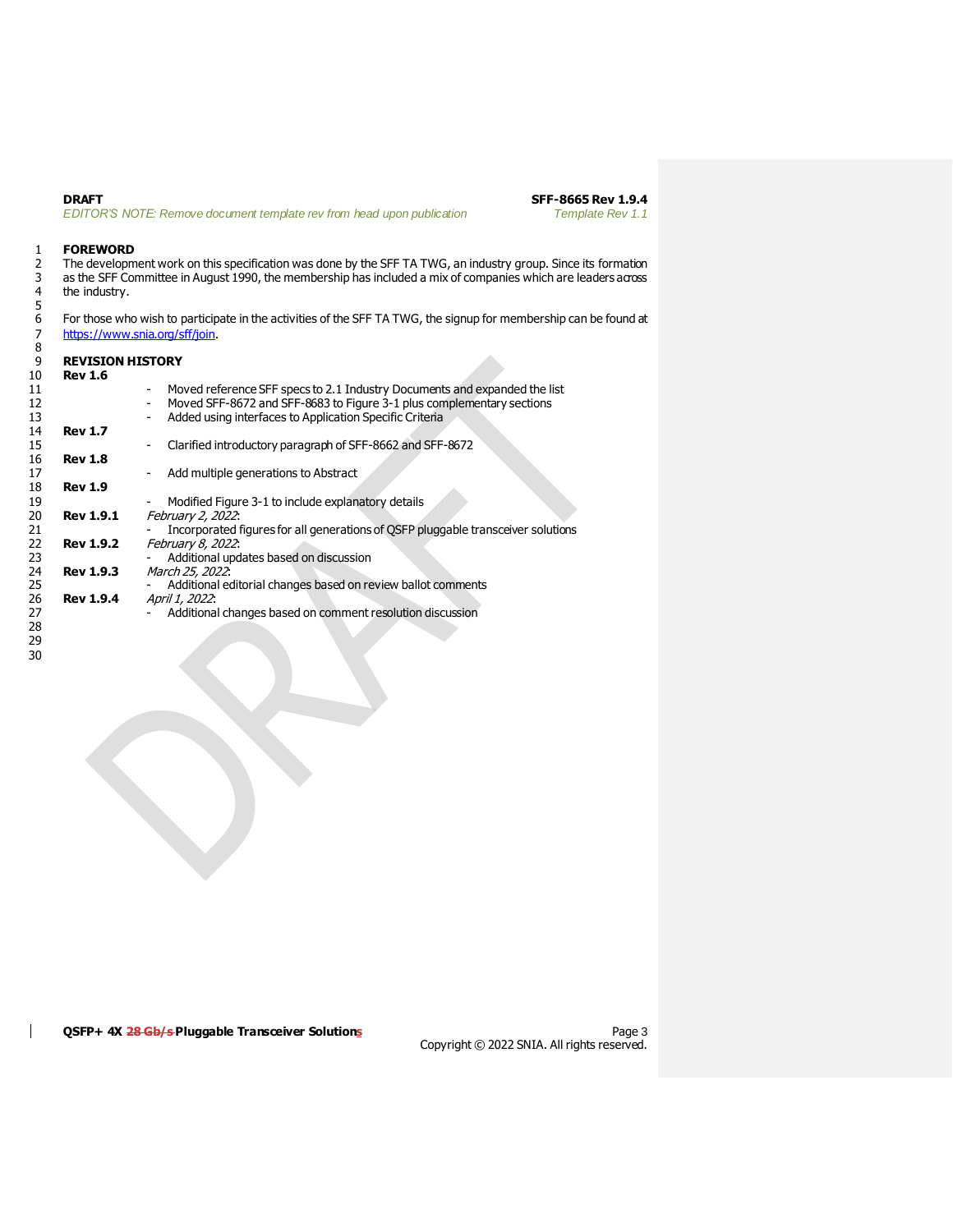## FOREWORD

The development work on this specification was done by the SFF TA TWG, an industry group. Since its formation as the SFF Committee in August 1990, the membership has included a mix of companies which are leaders across the industry.

For those who wish to participate in the activities of the SFF TA TWG, the signup for membership can be found at https://www.snia.org/sff/join.

## REVISION HISTORY

**Rev 1.6**
- Moved reference SFF specs to 2.1 Industry Documents and expanded the list
- Moved SFF-8672 and SFF-8683 to Figure 3-1 plus complementary sections
- Added using interfaces to Application Specific Criteria

**Rev 1.7**
- Clarified introductory paragraph of SFF-8662 and SFF-8672

**Rev 1.8**
- Add multiple generations to Abstract

**Rev 1.9**
- Modified Figure 3-1 to include explanatory details

**Rev 1.9.1** *February 2, 2022*:
- Incorporated figures for all generations of QSFP pluggable transceiver solutions

**Rev 1.9.2** *February 8, 2022*:
- Additional updates based on discussion

**Rev 1.9.3** *March 25, 2022*:
- Additional editorial changes based on review ballot comments

**Rev 1.9.4** *April 1, 2022*:
- Additional changes based on comment resolution discussion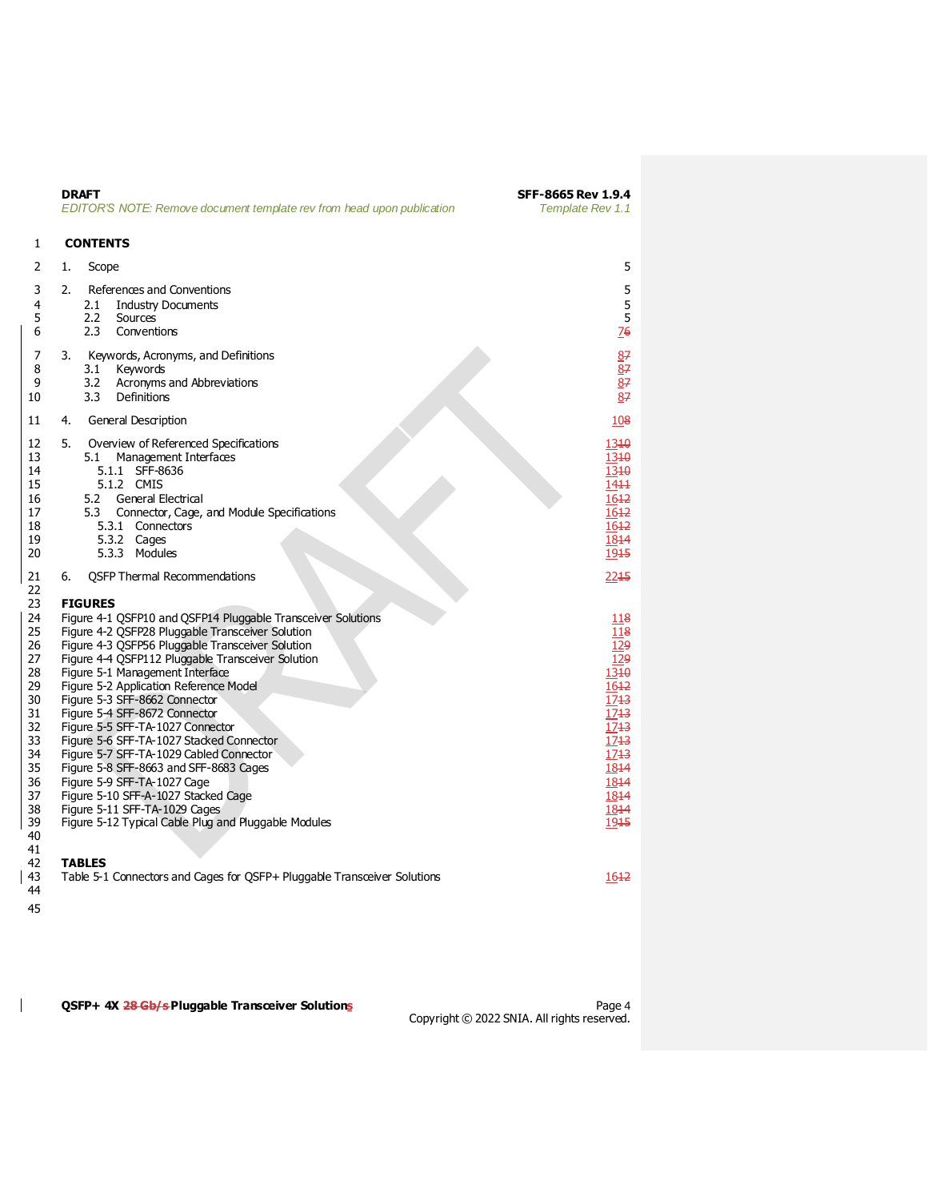## CONTENTS

| | |
|---|---|
| 1. Scope | 5 |
| 2. References and Conventions | 5 |
| 2.1 Industry Documents | 5 |
| 2.2 Sources | 5 |
| 2.3 Conventions | 7 |
| 3. Keywords, Acronyms, and Definitions | 8 |
| 3.1 Keywords | 8 |
| 3.2 Acronyms and Abbreviations | 8 |
| 3.3 Definitions | 8 |
| 4. General Description | 10 |
| 5. Overview of Referenced Specifications | 13 |
| 5.1 Management Interfaces | 13 |
| 5.1.1 SFF-8636 | 13 |
| 5.1.2 CMIS | 14 |
| 5.2 General Electrical | 16 |
| 5.3 Connector, Cage, and Module Specifications | 16 |
| 5.3.1 Connectors | 16 |
| 5.3.2 Cages | 18 |
| 5.3.3 Modules | 19 |
| 6. QSFP Thermal Recommendations | 22 |

## FIGURES

| | |
|---|---|
| Figure 4-1 QSFP10 and QSFP14 Pluggable Transceiver Solutions | 11 |
| Figure 4-2 QSFP28 Pluggable Transceiver Solution | 11 |
| Figure 4-3 QSFP56 Pluggable Transceiver Solution | 12 |
| Figure 4-4 QSFP112 Pluggable Transceiver Solution | 12 |
| Figure 5-1 Management Interface | 13 |
| Figure 5-2 Application Reference Model | 16 |
| Figure 5-3 SFF-8662 Connector | 17 |
| Figure 5-4 SFF-8672 Connector | 17 |
| Figure 5-5 SFF-TA-1027 Connector | 17 |
| Figure 5-6 SFF-TA-1027 Stacked Connector | 17 |
| Figure 5-7 SFF-TA-1029 Cabled Connector | 17 |
| Figure 5-8 SFF-8663 and SFF-8683 Cages | 18 |
| Figure 5-9 SFF-TA-1027 Cage | 18 |
| Figure 5-10 SFF-A-1027 Stacked Cage | 18 |
| Figure 5-11 SFF-TA-1029 Cages | 18 |
| Figure 5-12 Typical Cable Plug and Pluggable Modules | 19 |

## TABLES

| | |
|---|---|
| Table 5-1 Connectors and Cages for QSFP+ Pluggable Transceiver Solutions | 16 |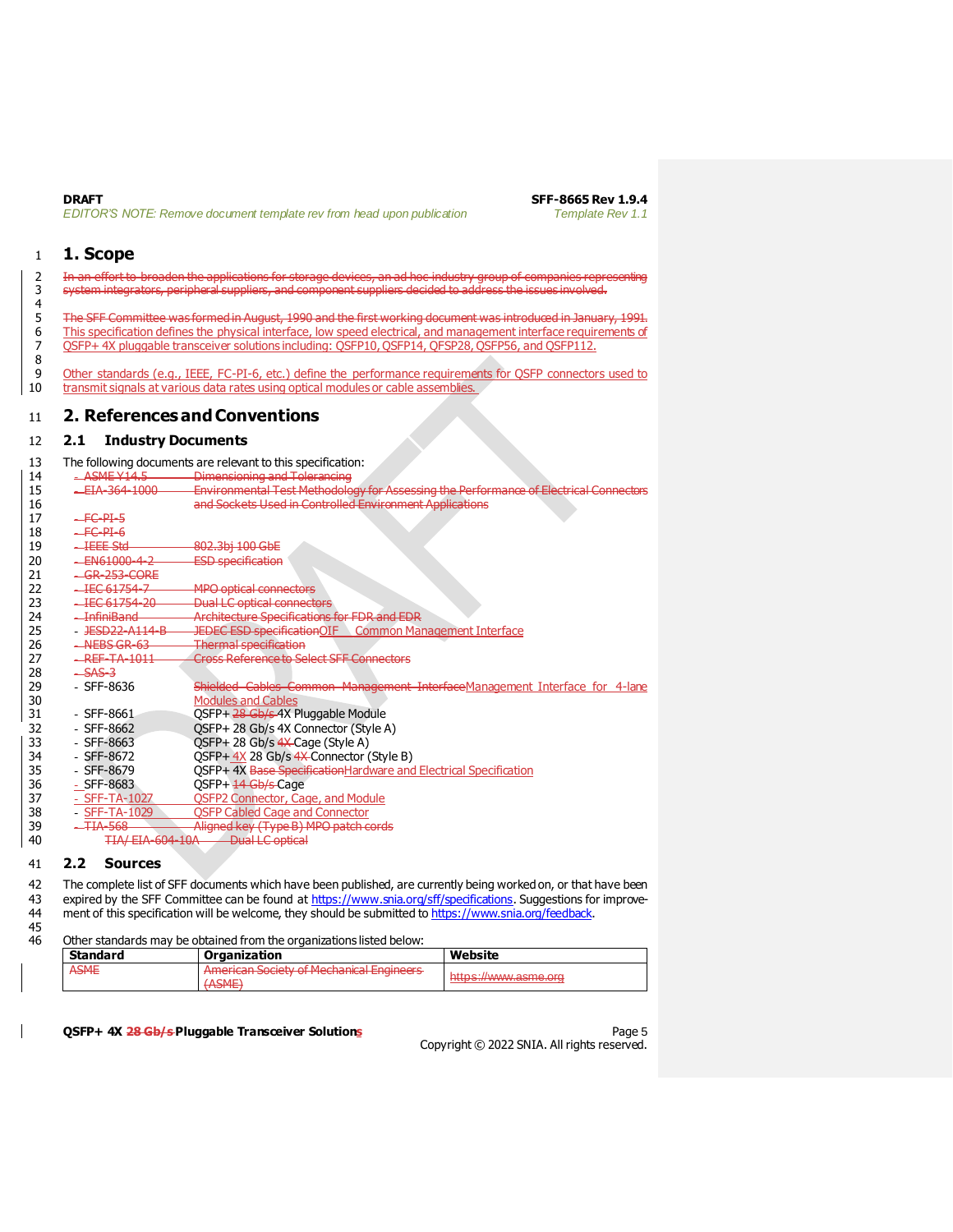# 1. Scope

~~In an effort to broaden the applications for storage devices, an ad hoc industry group of companies representing system integrators, peripheral suppliers, and component suppliers decided to address the issues involved.~~

~~The SFF Committee was formed in August, 1990 and the first working document was introduced in January, 1991.~~ This specification defines the physical interface, low speed electrical, and management interface requirements of QSFP+ 4X pluggable transceiver solutions including: QSFP10, QSFP14, QFSP28, QSFP56, and QSFP112.

Other standards (e.g., IEEE, FC-PI-6, etc.) define the performance requirements for QSFP connectors used to transmit signals at various data rates using optical modules or cable assemblies.

# 2. References and Conventions

## 2.1 Industry Documents

The following documents are relevant to this specification:

- ~~ASME Y14.5~~ ~~Dimensioning and Tolerancing~~
- ~~EIA-364-1000~~ ~~Environmental Test Methodology for Assessing the Performance of Electrical Connectors and Sockets Used in Controlled Environment Applications~~
- ~~FC-PI-5~~
- ~~FC-PI-6~~
- ~~IEEE Std~~ ~~802.3bj 100 GbE~~
- ~~EN61000-4-2~~ ~~ESD specification~~
- ~~GR-253-CORE~~
- ~~IEC 61754-7~~ ~~MPO optical connectors~~
- ~~IEC 61754-20~~ ~~Dual LC optical connectors~~
- ~~InfiniBand~~ ~~Architecture Specifications for FDR and EDR~~
- ~~JESD22-A114-B~~ ~~JEDEC ESD specification~~OIF Common Management Interface
- ~~NEBS GR-63~~ ~~Thermal specification~~
- ~~REF-TA-1011~~ ~~Cross Reference to Select SFF Connectors~~
- ~~SAS-3~~
- SFF-8636 ~~Shielded Cables Common Management Interface~~Management Interface for 4-lane Modules and Cables
- SFF-8661 QSFP+ ~~28 Gb/s~~ 4X Pluggable Module
- SFF-8662 QSFP+ 28 Gb/s 4X Connector (Style A)
- SFF-8663 QSFP+ 28 Gb/s ~~4X~~ Cage (Style A)
- SFF-8672 QSFP+ 4X 28 Gb/s ~~4X~~ Connector (Style B)
- SFF-8679 QSFP+ 4X ~~Base Specification~~Hardware and Electrical Specification
- SFF-8683 QSFP+ ~~14 Gb/s~~ Cage
- SFF-TA-1027 QSFP2 Connector, Cage, and Module
- SFF-TA-1029 QSFP Cabled Cage and Connector
- ~~TIA-568~~ ~~Aligned key (Type B) MPO patch cords~~
- ~~TIA/ EIA-604-10A~~ ~~Dual LC optical~~

## 2.2 Sources

The complete list of SFF documents which have been published, are currently being worked on, or that have been expired by the SFF Committee can be found at https://www.snia.org/sff/specifications. Suggestions for improvement of this specification will be welcome, they should be submitted to https://www.snia.org/feedback.

Other standards may be obtained from the organizations listed below:

| Standard | Organization | Website |
|---|---|---|
| ~~ASME~~ | ~~American Society of Mechanical Engineers (ASME)~~ | ~~https://www.asme.org~~ |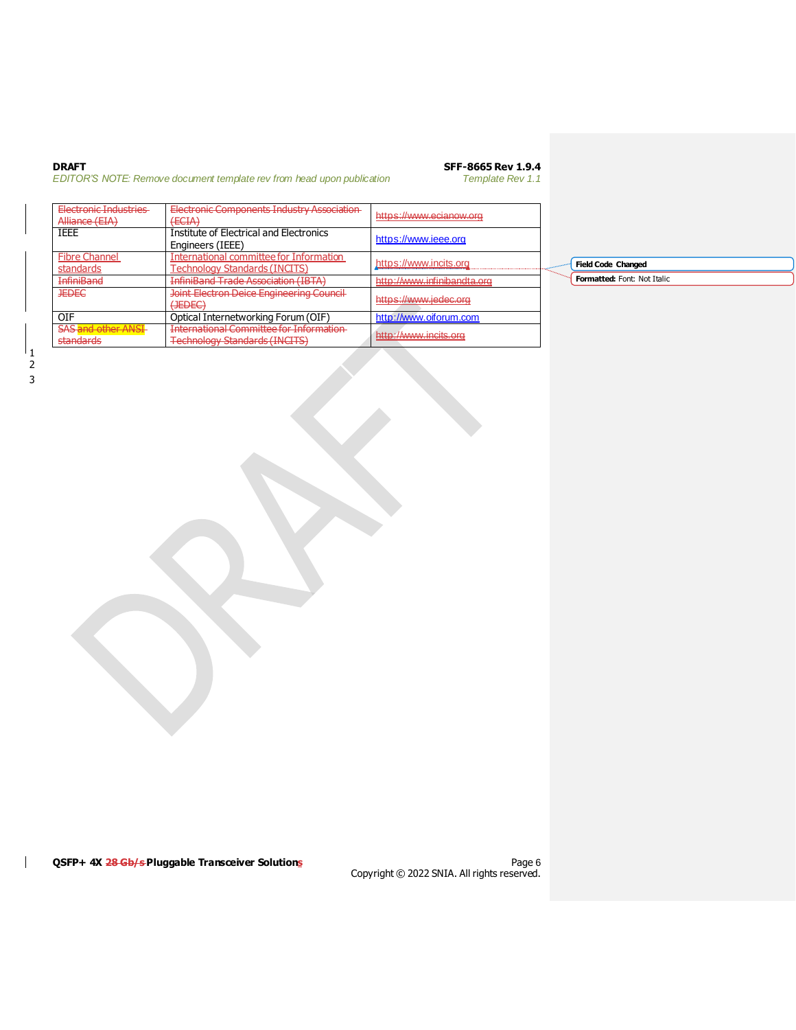| Electronic Industries Alliance (EIA) | Electronic Components Industry Association (ECIA) | https://www.ecianow.org |
|---|---|---|
| IEEE | Institute of Electrical and Electronics Engineers (IEEE) | https://www.ieee.org |
| Fibre Channel standards | International committee for Information Technology Standards (INCITS) | https://www.incits.org |
| InfiniBand | InfiniBand Trade Association (IBTA) | http://www.infinibandta.org |
| JEDEC | Joint Electron Deice Engineering Council (JEDEC) | https://www.jedec.org |
| OIF | Optical Internetworking Forum (OIF) | http://www.oiforum.com |
| SAS and other ANSI standards | International Committee for Information Technology Standards (INCITS) | http://www.incits.org |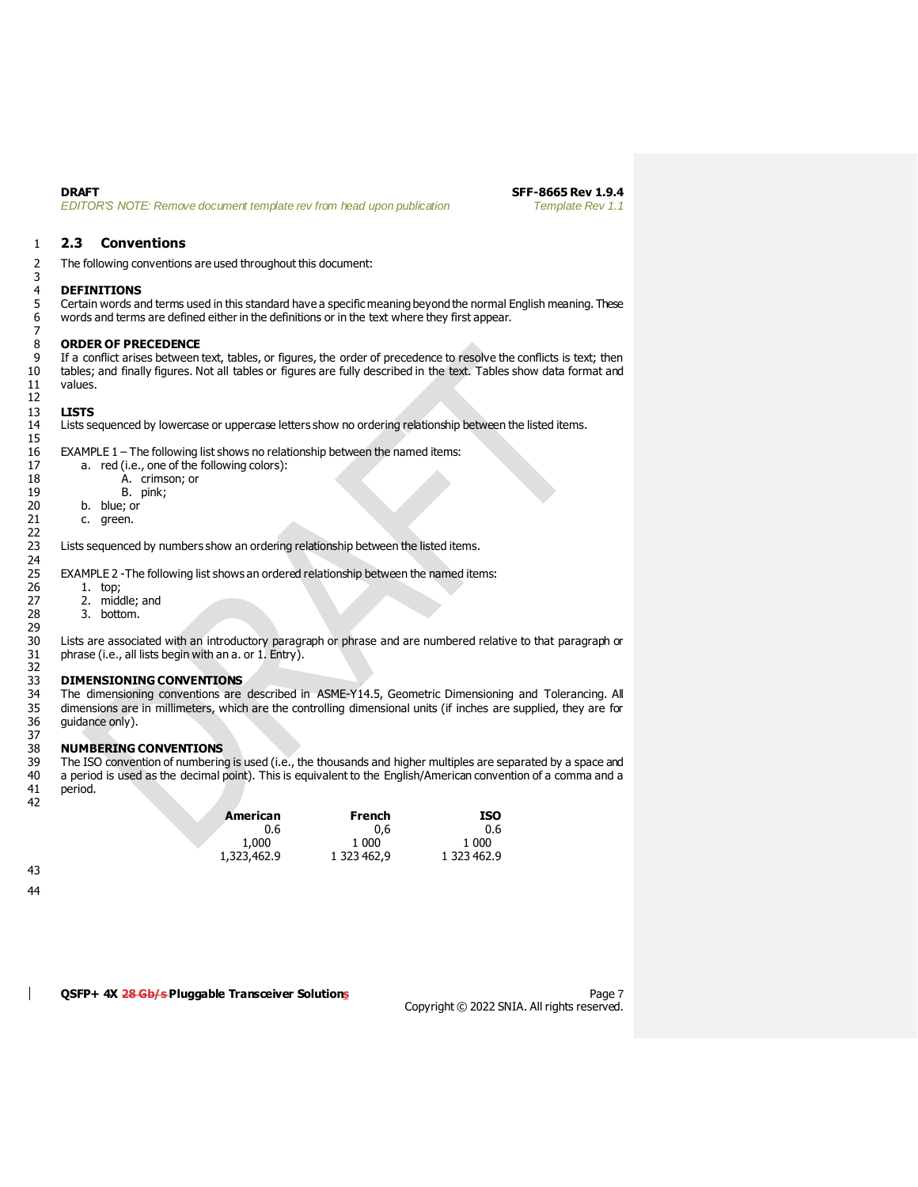## 2.3 Conventions

The following conventions are used throughout this document:

**DEFINITIONS**
Certain words and terms used in this standard have a specific meaning beyond the normal English meaning. These words and terms are defined either in the definitions or in the text where they first appear.

**ORDER OF PRECEDENCE**
If a conflict arises between text, tables, or figures, the order of precedence to resolve the conflicts is text; then tables; and finally figures. Not all tables or figures are fully described in the text. Tables show data format and values.

**LISTS**
Lists sequenced by lowercase or uppercase letters show no ordering relationship between the listed items.

EXAMPLE 1 – The following list shows no relationship between the named items:

a. red (i.e., one of the following colors):
    A. crimson; or
    B. pink;
b. blue; or
c. green.

Lists sequenced by numbers show an ordering relationship between the listed items.

EXAMPLE 2 -The following list shows an ordered relationship between the named items:

1. top;
2. middle; and
3. bottom.

Lists are associated with an introductory paragraph or phrase and are numbered relative to that paragraph or phrase (i.e., all lists begin with an a. or 1. Entry).

**DIMENSIONING CONVENTIONS**
The dimensioning conventions are described in ASME-Y14.5, Geometric Dimensioning and Tolerancing. All dimensions are in millimeters, which are the controlling dimensional units (if inches are supplied, they are for guidance only).

**NUMBERING CONVENTIONS**
The ISO convention of numbering is used (i.e., the thousands and higher multiples are separated by a space and a period is used as the decimal point). This is equivalent to the English/American convention of a comma and a period.

| American | French | ISO |
|---:|---:|---:|
| 0.6 | 0,6 | 0.6 |
| 1,000 | 1 000 | 1 000 |
| 1,323,462.9 | 1 323 462,9 | 1 323 462.9 |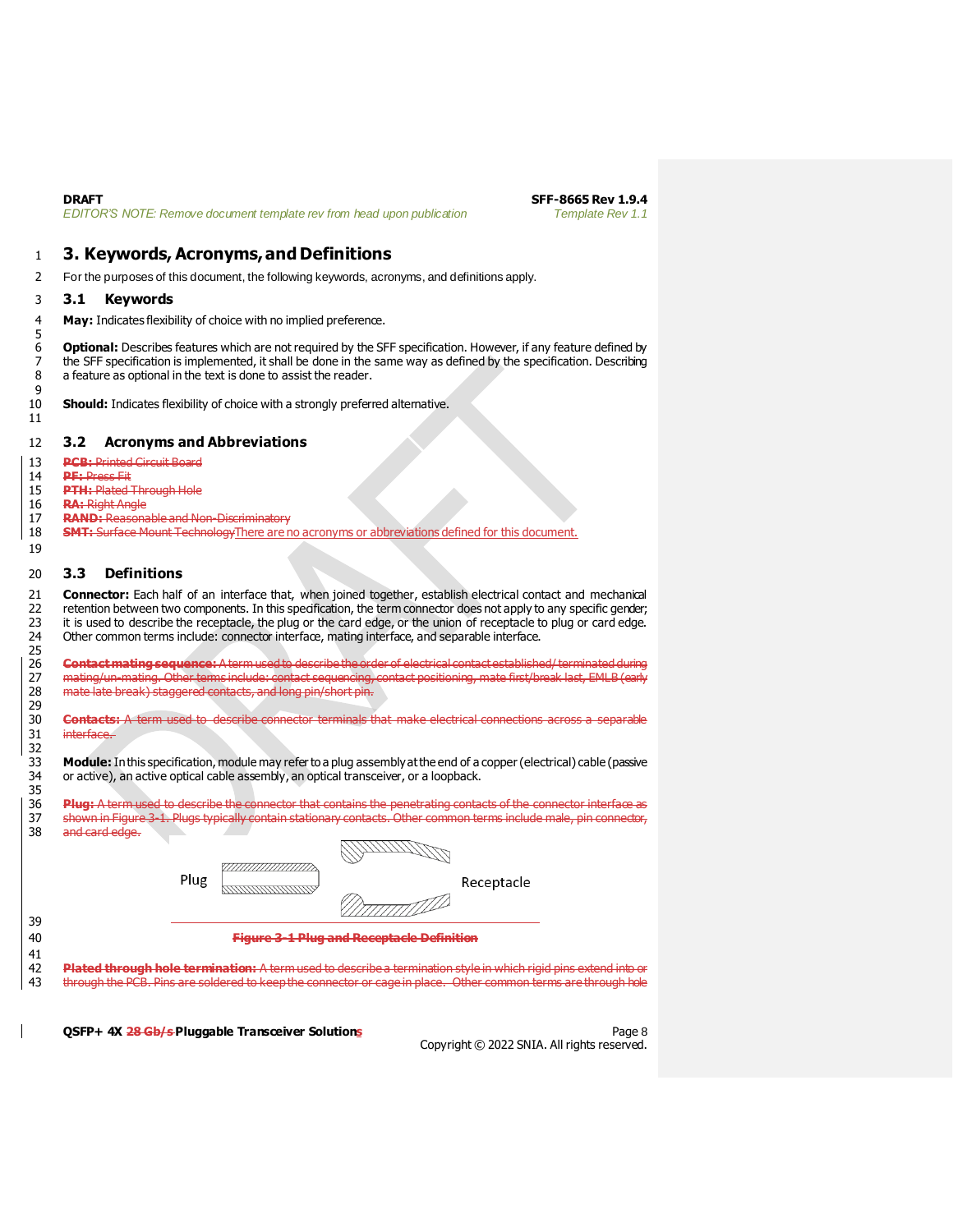# 3. Keywords, Acronyms, and Definitions

For the purposes of this document, the following keywords, acronyms, and definitions apply.

## 3.1 Keywords

**May:** Indicates flexibility of choice with no implied preference.

**Optional:** Describes features which are not required by the SFF specification. However, if any feature defined by the SFF specification is implemented, it shall be done in the same way as defined by the specification. Describing a feature as optional in the text is done to assist the reader.

**Should:** Indicates flexibility of choice with a strongly preferred alternative.

## 3.2 Acronyms and Abbreviations

~~**PCB:** Printed Circuit Board~~
~~**PF:** Press Fit~~
~~**PTH:** Plated Through Hole~~
~~**RA:** Right Angle~~
~~**RAND:** Reasonable and Non-Discriminatory~~
~~**SMT:** Surface Mount Technology~~There are no acronyms or abbreviations defined for this document.

## 3.3 Definitions

**Connector:** Each half of an interface that, when joined together, establish electrical contact and mechanical retention between two components. In this specification, the term connector does not apply to any specific gender; it is used to describe the receptacle, the plug or the card edge, or the union of receptacle to plug or card edge. Other common terms include: connector interface, mating interface, and separable interface.

~~**Contact mating sequence:** A term used to describe the order of electrical contact established/ terminated during mating/un-mating. Other terms include: contact sequencing, contact positioning, mate first/break last, EMLB (early mate late break) staggered contacts, and long pin/short pin.~~

~~**Contacts:** A term used to describe connector terminals that make electrical connections across a separable interface.~~

**Module:** In this specification, module may refer to a plug assembly at the end of a copper (electrical) cable (passive or active), an active optical cable assembly, an optical transceiver, or a loopback.

~~**Plug:** A term used to describe the connector that contains the penetrating contacts of the connector interface as shown in Figure 3-1. Plugs typically contain stationary contacts. Other common terms include male, pin connector, and card edge.~~

Plug    Receptacle

~~**Figure 3-1 Plug and Receptacle Definition**~~

~~**Plated through hole termination:** A term used to describe a termination style in which rigid pins extend into or through the PCB. Pins are soldered to keep the connector or cage in place. Other common terms are through hole~~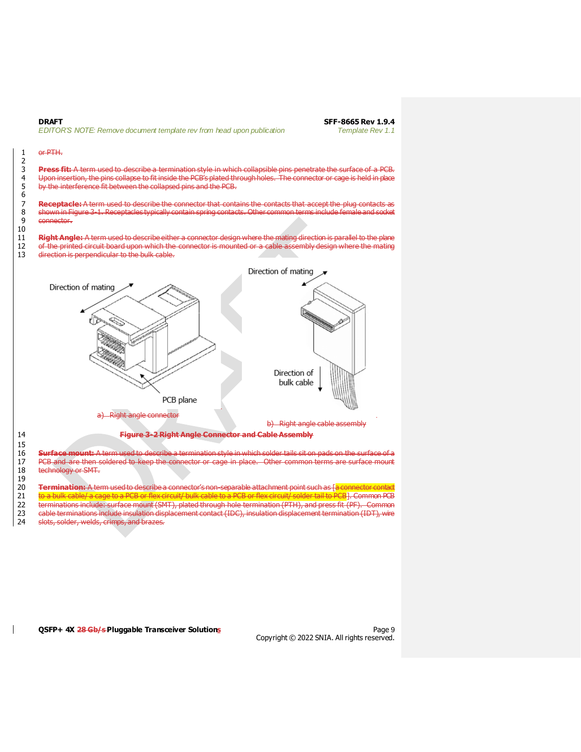or PTH.

**Press fit:** A term used to describe a termination style in which collapsible pins penetrate the surface of a PCB. Upon insertion, the pins collapse to fit inside the PCB's plated through holes. The connector or cage is held in place by the interference fit between the collapsed pins and the PCB.

**Receptacle:** A term used to describe the connector that contains the contacts that accept the plug contacts as shown in Figure 3-1. Receptacles typically contain spring contacts. Other common terms include female and socket connector.

**Right Angle:** A term used to describe either a connector design where the mating direction is parallel to the plane of the printed circuit board upon which the connector is mounted or a cable assembly design where the mating direction is perpendicular to the bulk cable.

a) Right angle connector

b) Right angle cable assembly

**Figure 3-2 Right Angle Connector and Cable Assembly**

**Surface mount:** A term used to describe a termination style in which solder tails sit on pads on the surface of a PCB and are then soldered to keep the connector or cage in place. Other common terms are surface mount technology or SMT.

**Termination:** A term used to describe a connector's non-separable attachment point such as [a connector contact to a bulk cable/ a cage to a PCB or flex circuit/ bulk cable to a PCB or flex circuit/ solder tail to PCB]. Common PCB terminations include: surface mount (SMT), plated through hole termination (PTH), and press fit (PF). Common cable terminations include insulation displacement contact (IDC), insulation displacement termination (IDT), wire slots, solder, welds, crimps, and brazes.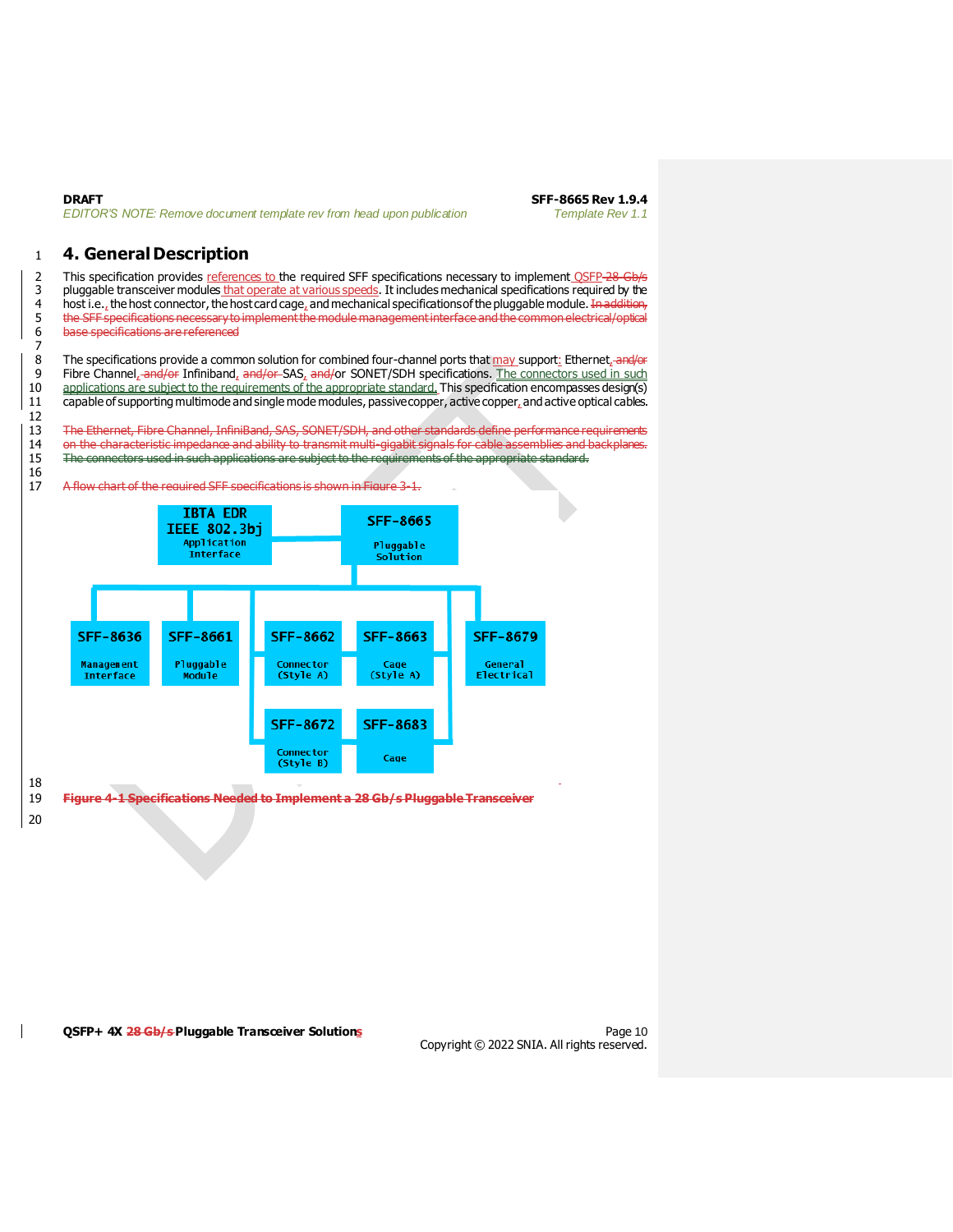# 4. General Description

This specification provides references to the required SFF specifications necessary to implement QSFP 28 Gb/s pluggable transceiver modules that operate at various speeds. It includes mechanical specifications required by the host i.e., the host connector, the host card cage, and mechanical specifications of the pluggable module. In addition, the SFF specifications necessary to implement the module management interface and the common electrical/optical base specifications are referenced

The specifications provide a common solution for combined four-channel ports that may support: Ethernet, and/or Fibre Channel, and/or Infiniband, and/or SAS, and/or SONET/SDH specifications. The connectors used in such applications are subject to the requirements of the appropriate standard. This specification encompasses design(s) capable of supporting multimode and single mode modules, passive copper, active copper, and active optical cables.

The Ethernet, Fibre Channel, InfiniBand, SAS, SONET/SDH, and other standards define performance requirements on the characteristic impedance and ability to transmit multi-gigabit signals for cable assemblies and backplanes. The connectors used in such applications are subject to the requirements of the appropriate standard.

A flow chart of the required SFF specifications is shown in Figure 3-1.

IBTA EDR IEEE 802.3bj Application Interface — SFF-8665 Pluggable Solution

- SFF-8636 Management Interface
- SFF-8661 Pluggable Module
- SFF-8662 Connector (Style A)
- SFF-8663 Cage (Style A)
- SFF-8672 Connector (Style B)
- SFF-8683 Cage
- SFF-8679 General Electrical

**Figure 4-1 Specifications Needed to Implement a 28 Gb/s Pluggable Transceiver**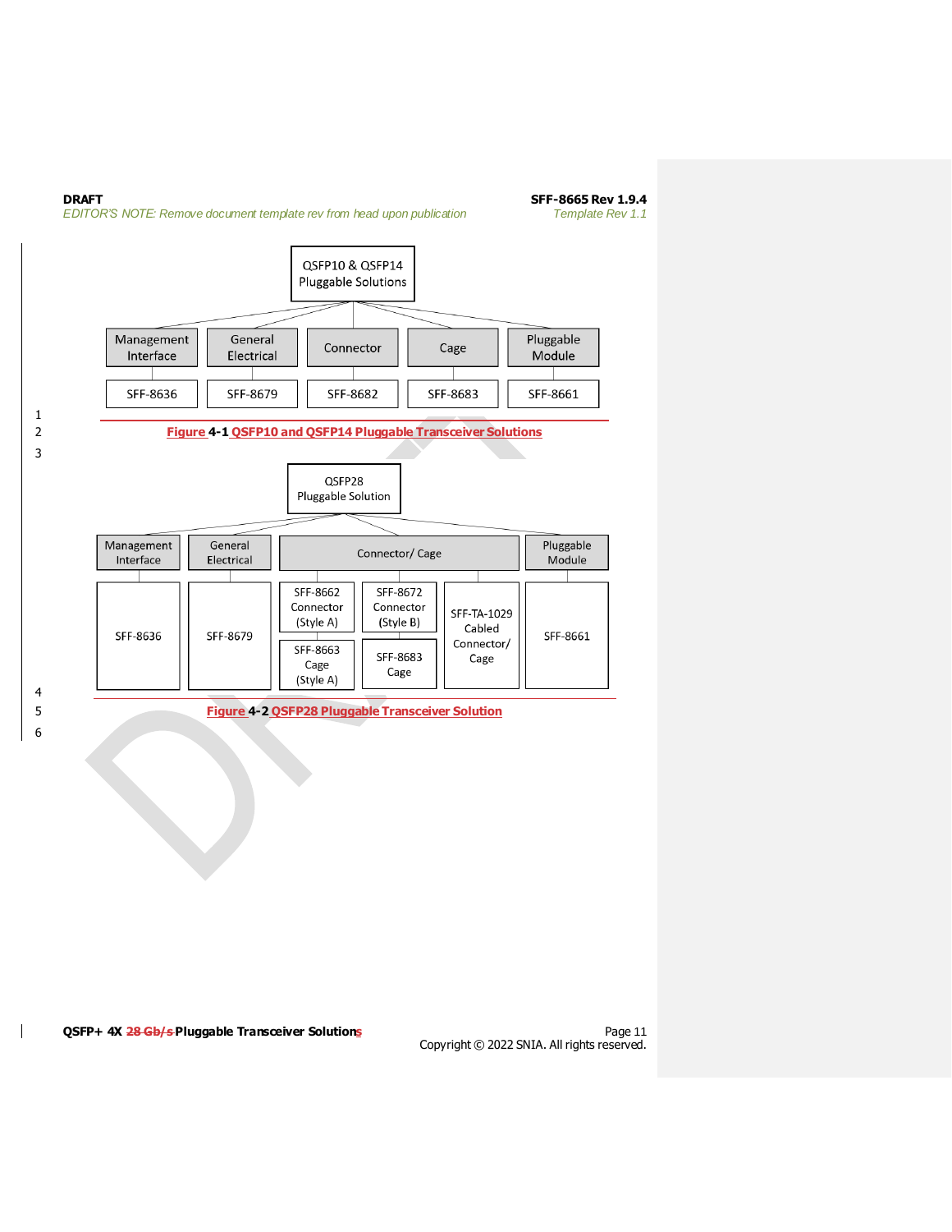QSFP10 & QSFP14 Pluggable Solutions

| Management Interface | General Electrical | Connector | Cage | Pluggable Module |
|---|---|---|---|---|
| SFF-8636 | SFF-8679 | SFF-8682 | SFF-8683 | SFF-8661 |

**Figure 4-1 QSFP10 and QSFP14 Pluggable Transceiver Solutions**

QSFP28 Pluggable Solution

| Management Interface | General Electrical | Connector/ Cage | | | Pluggable Module |
|---|---|---|---|---|---|
| SFF-8636 | SFF-8679 | SFF-8662 Connector (Style A); SFF-8663 Cage (Style A) | SFF-8672 Connector (Style B); SFF-8683 Cage | SFF-TA-1029 Cabled Connector/ Cage | SFF-8661 |

**Figure 4-2 QSFP28 Pluggable Transceiver Solution**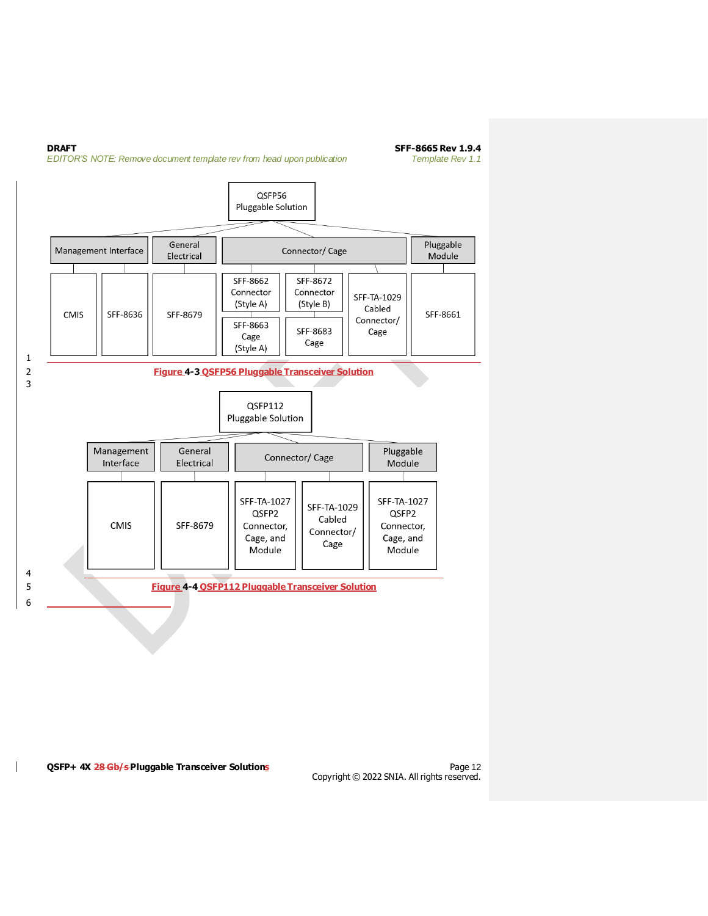QSFP56 Pluggable Solution

| Management Interface | | General Electrical | Connector/ Cage | | | Pluggable Module |
|---|---|---|---|---|---|---|
| CMIS | SFF-8636 | SFF-8679 | SFF-8662 Connector (Style A) | SFF-8672 Connector (Style B) | SFF-TA-1029 Cabled Connector/ Cage | SFF-8661 |
| | | | SFF-8663 Cage (Style A) | SFF-8683 Cage | | |

**Figure 4-3 QSFP56 Pluggable Transceiver Solution**

QSFP112 Pluggable Solution

| Management Interface | General Electrical | Connector/ Cage | | Pluggable Module |
|---|---|---|---|---|
| CMIS | SFF-8679 | SFF-TA-1027 QSFP2 Connector, Cage, and Module | SFF-TA-1029 Cabled Connector/ Cage | SFF-TA-1027 QSFP2 Connector, Cage, and Module |

**Figure 4-4 QSFP112 Pluggable Transceiver Solution**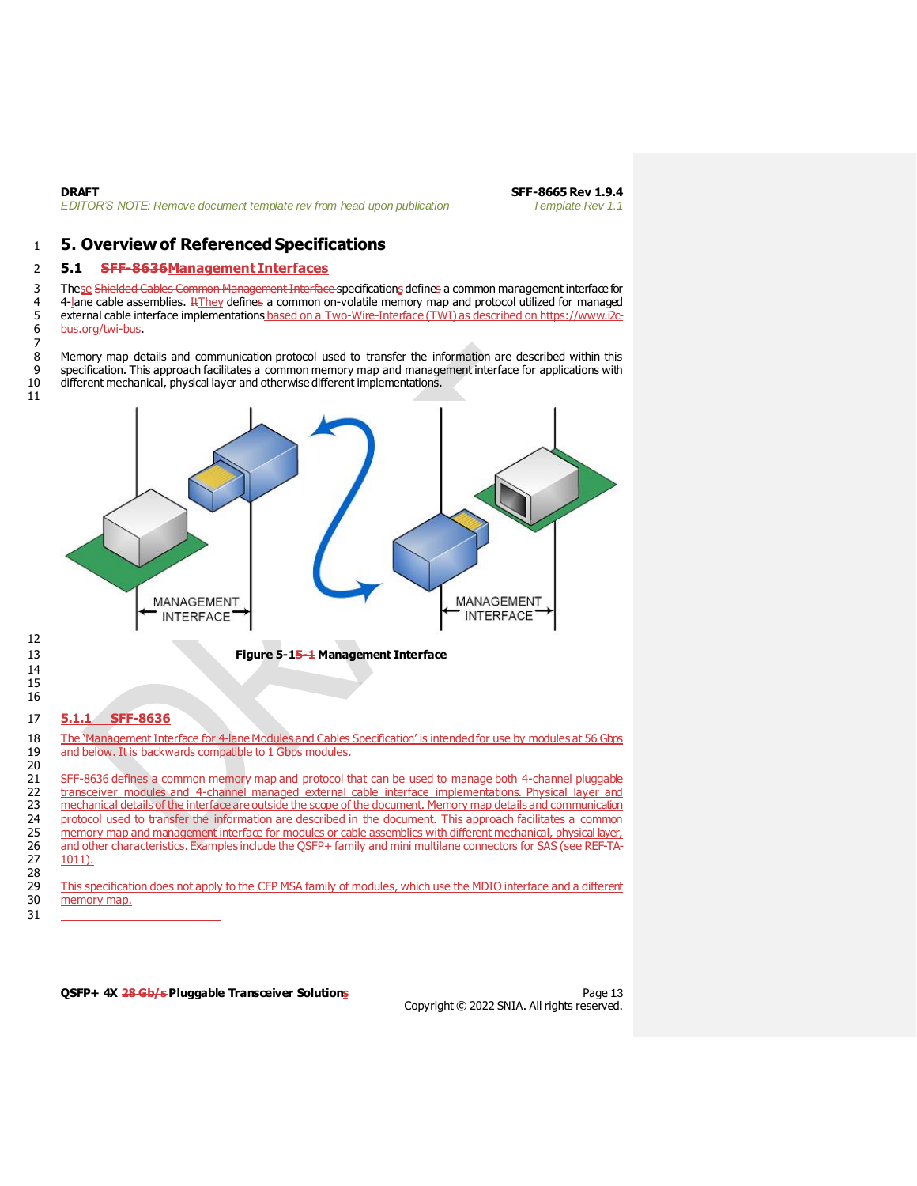# 5. Overview of Referenced Specifications

## 5.1 Management Interfaces

These specifications define a common management interface for 4-lane cable assemblies. They define a common on-volatile memory map and protocol utilized for managed external cable interface implementations based on a Two-Wire-Interface (TWI) as described on https://www.i2c-bus.org/twi-bus.

Memory map details and communication protocol used to transfer the information are described within this specification. This approach facilitates a common memory map and management interface for applications with different mechanical, physical layer and otherwise different implementations.

MANAGEMENT INTERFACE

MANAGEMENT INTERFACE

**Figure 5-1 Management Interface**

### 5.1.1 SFF-8636

The 'Management Interface for 4-lane Modules and Cables Specification' is intended for use by modules at 56 Gbps and below. It is backwards compatible to 1 Gbps modules.

SFF-8636 defines a common memory map and protocol that can be used to manage both 4-channel pluggable transceiver modules and 4-channel managed external cable interface implementations. Physical layer and mechanical details of the interface are outside the scope of the document. Memory map details and communication protocol used to transfer the information are described in the document. This approach facilitates a common memory map and management interface for modules or cable assemblies with different mechanical, physical layer, and other characteristics. Examples include the QSFP+ family and mini multilane connectors for SAS (see REF-TA-1011).

This specification does not apply to the CFP MSA family of modules, which use the MDIO interface and a different memory map.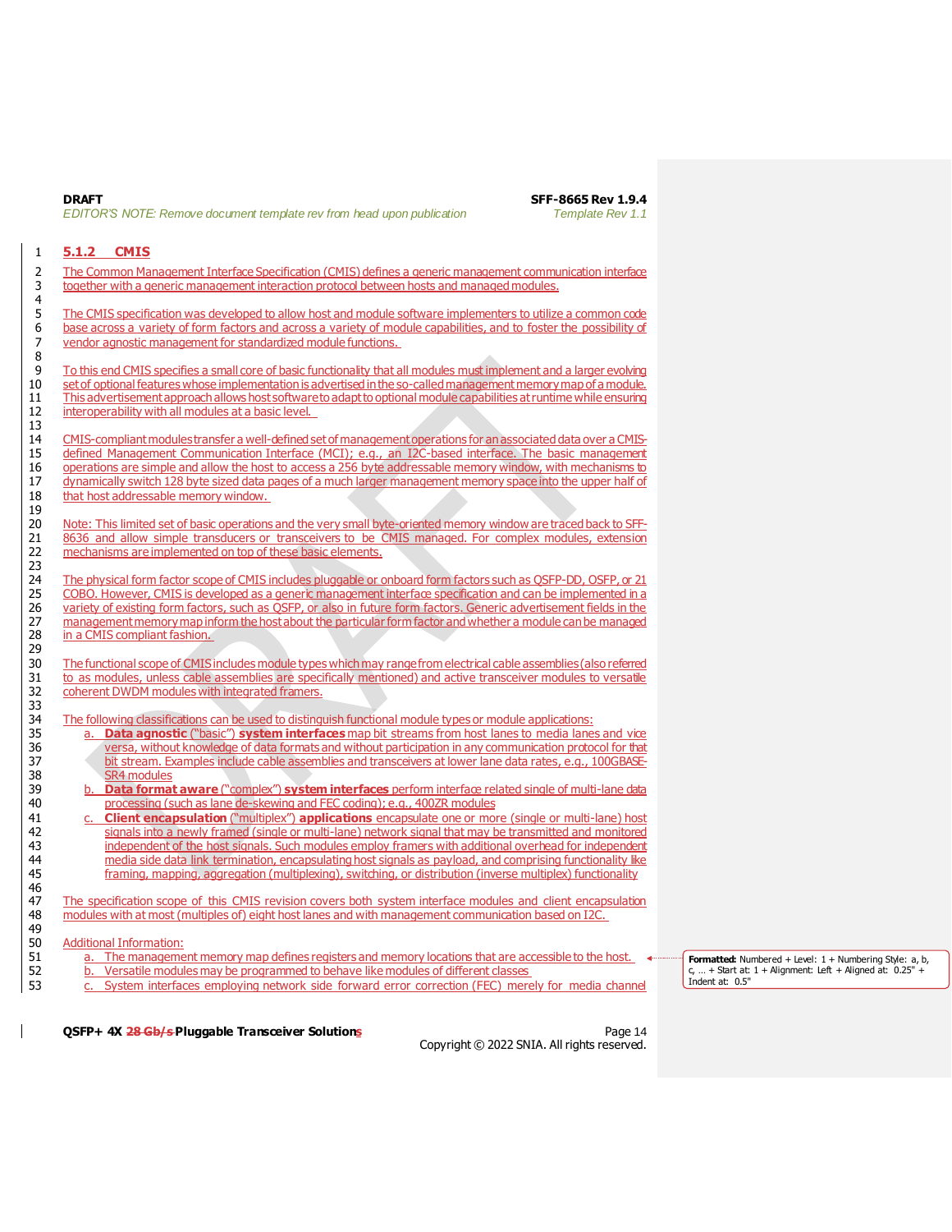### 5.1.2 CMIS

The Common Management Interface Specification (CMIS) defines a generic management communication interface together with a generic management interaction protocol between hosts and managed modules.

The CMIS specification was developed to allow host and module software implementers to utilize a common code base across a variety of form factors and across a variety of module capabilities, and to foster the possibility of vendor agnostic management for standardized module functions.

To this end CMIS specifies a small core of basic functionality that all modules must implement and a larger evolving set of optional features whose implementation is advertised in the so-called management memory map of a module. This advertisement approach allows host software to adapt to optional module capabilities at runtime while ensuring interoperability with all modules at a basic level.

CMIS-compliant modules transfer a well-defined set of management operations for an associated data over a CMIS-defined Management Communication Interface (MCI); e.g., an I2C-based interface. The basic management operations are simple and allow the host to access a 256 byte addressable memory window, with mechanisms to dynamically switch 128 byte sized data pages of a much larger management memory space into the upper half of that host addressable memory window.

Note: This limited set of basic operations and the very small byte-oriented memory window are traced back to SFF-8636 and allow simple transducers or transceivers to be CMIS managed. For complex modules, extension mechanisms are implemented on top of these basic elements.

The physical form factor scope of CMIS includes pluggable or onboard form factors such as QSFP-DD, OSFP, or 21 COBO. However, CMIS is developed as a generic management interface specification and can be implemented in a variety of existing form factors, such as QSFP, or also in future form factors. Generic advertisement fields in the management memory map inform the host about the particular form factor and whether a module can be managed in a CMIS compliant fashion.

The functional scope of CMIS includes module types which may range from electrical cable assemblies (also referred to as modules, unless cable assemblies are specifically mentioned) and active transceiver modules to versatile coherent DWDM modules with integrated framers.

The following classifications can be used to distinguish functional module types or module applications:

a. **Data agnostic** ("basic") **system interfaces** map bit streams from host lanes to media lanes and vice versa, without knowledge of data formats and without participation in any communication protocol for that bit stream. Examples include cable assemblies and transceivers at lower lane data rates, e.g., 100GBASE-SR4 modules
b. **Data format aware** ("complex") **system interfaces** perform interface related single of multi-lane data processing (such as lane de-skewing and FEC coding); e.g., 400ZR modules
c. **Client encapsulation** ("multiplex") **applications** encapsulate one or more (single or multi-lane) host signals into a newly framed (single or multi-lane) network signal that may be transmitted and monitored independent of the host signals. Such modules employ framers with additional overhead for independent media side data link termination, encapsulating host signals as payload, and comprising functionality like framing, mapping, aggregation (multiplexing), switching, or distribution (inverse multiplex) functionality

The specification scope of this CMIS revision covers both system interface modules and client encapsulation modules with at most (multiples of) eight host lanes and with management communication based on I2C.

Additional Information:

a. The management memory map defines registers and memory locations that are accessible to the host.
b. Versatile modules may be programmed to behave like modules of different classes
c. System interfaces employing network side forward error correction (FEC) merely for media channel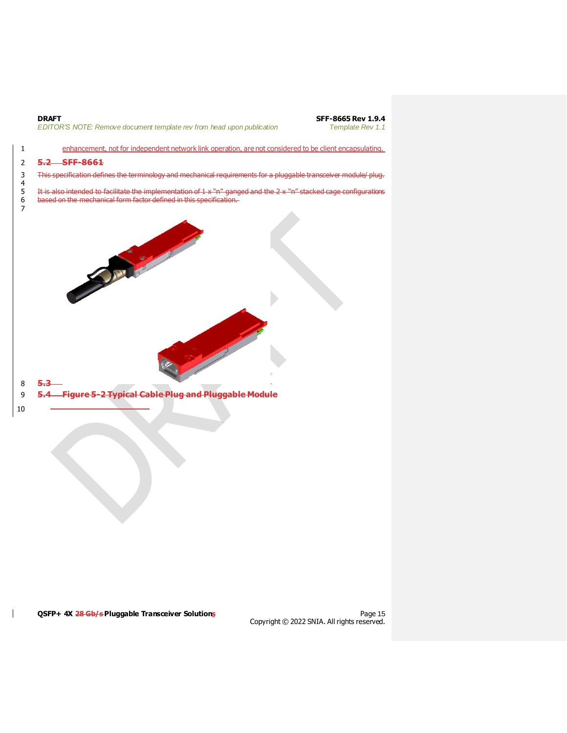enhancement, not for independent network link operation, are not considered to be client encapsulating.

## 5.2 SFF-8661

This specification defines the terminology and mechanical requirements for a pluggable transceiver module/ plug.

It is also intended to facilitate the implementation of 1 x "n" ganged and the 2 x "n" stacked cage configurations based on the mechanical form factor defined in this specification.

## 5.3

## 5.4 Figure 5-2 Typical Cable Plug and Pluggable Module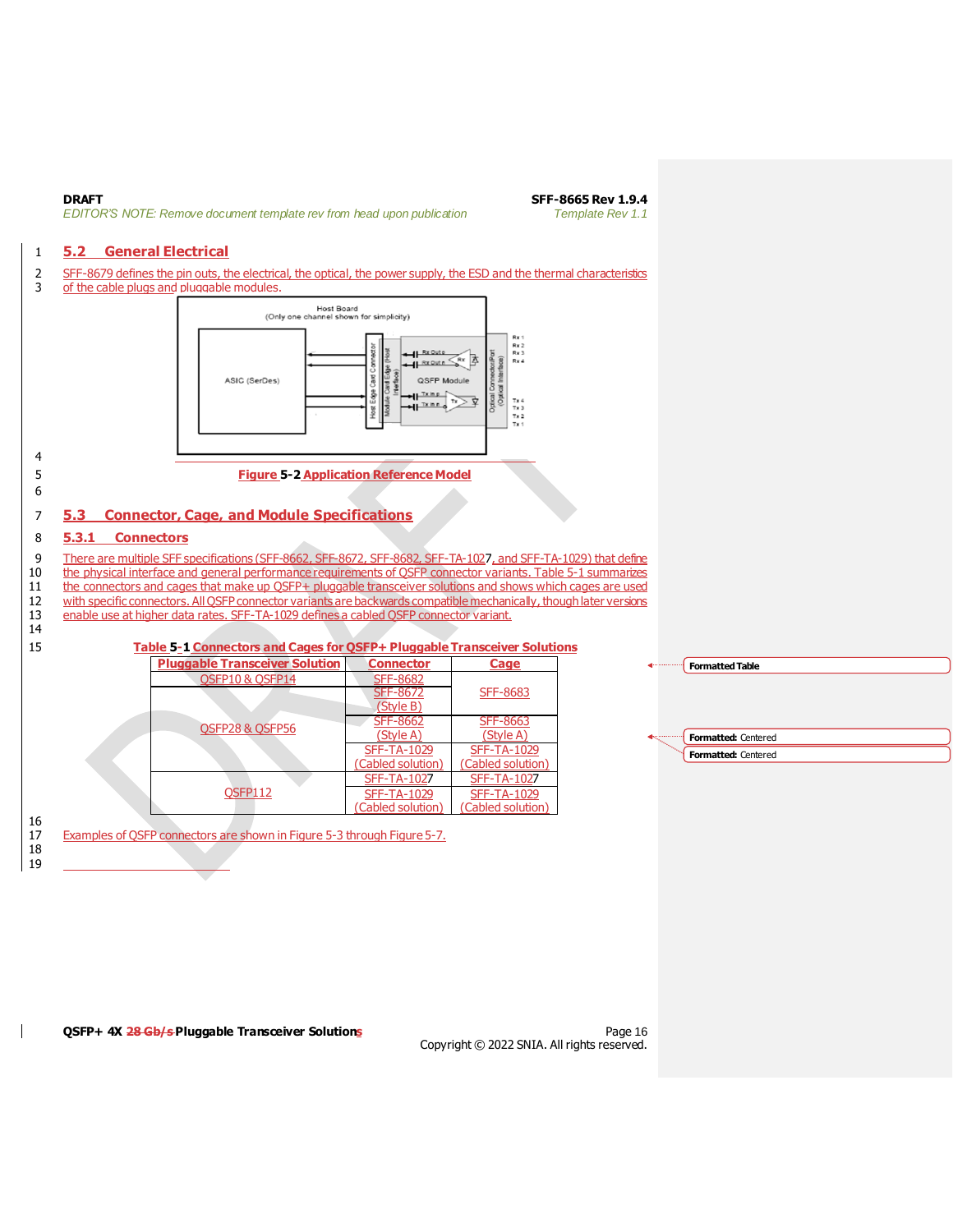## 5.2 General Electrical

SFF-8679 defines the pin outs, the electrical, the optical, the power supply, the ESD and the thermal characteristics of the cable plugs and pluggable modules.

**Figure 5-2 Application Reference Model**

## 5.3 Connector, Cage, and Module Specifications

### 5.3.1 Connectors

There are multiple SFF specifications (SFF-8662, SFF-8672, SFF-8682, SFF-TA-1027, and SFF-TA-1029) that define the physical interface and general performance requirements of QSFP connector variants. Table 5-1 summarizes the connectors and cages that make up QSFP+ pluggable transceiver solutions and shows which cages are used with specific connectors. All QSFP connector variants are backwards compatible mechanically, though later versions enable use at higher data rates. SFF-TA-1029 defines a cabled QSFP connector variant.

**Table 5-1 Connectors and Cages for QSFP+ Pluggable Transceiver Solutions**

| Pluggable Transceiver Solution | Connector | Cage |
|---|---|---|
| QSFP10 & QSFP14 | SFF-8682 | SFF-8683 |
| QSFP28 & QSFP56 | SFF-8672 (Style B) | |
| | SFF-8662 (Style A) | SFF-8663 (Style A) |
| | SFF-TA-1029 (Cabled solution) | SFF-TA-1029 (Cabled solution) |
| QSFP112 | SFF-TA-1027 | SFF-TA-1027 |
| | SFF-TA-1029 (Cabled solution) | SFF-TA-1029 (Cabled solution) |

Examples of QSFP connectors are shown in Figure 5-3 through Figure 5-7.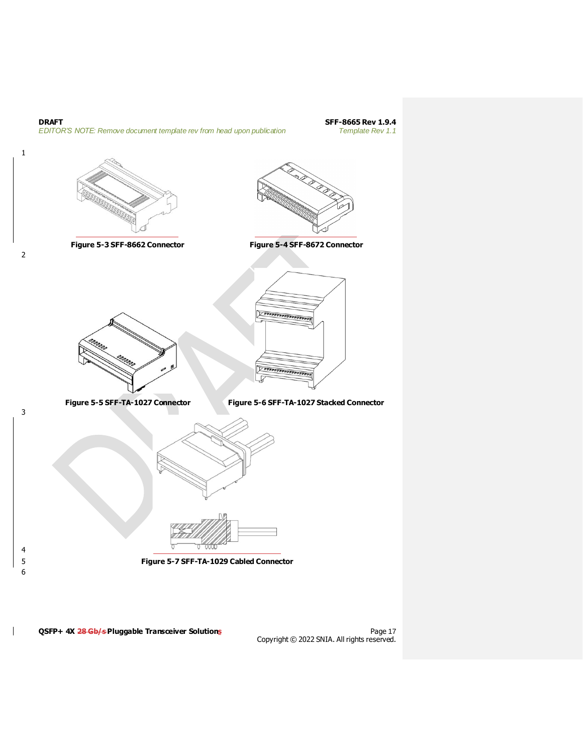Figure 5-3 SFF-8662 Connector

Figure 5-4 SFF-8672 Connector

Figure 5-5 SFF-TA-1027 Connector

Figure 5-6 SFF-TA-1027 Stacked Connector

Figure 5-7 SFF-TA-1029 Cabled Connector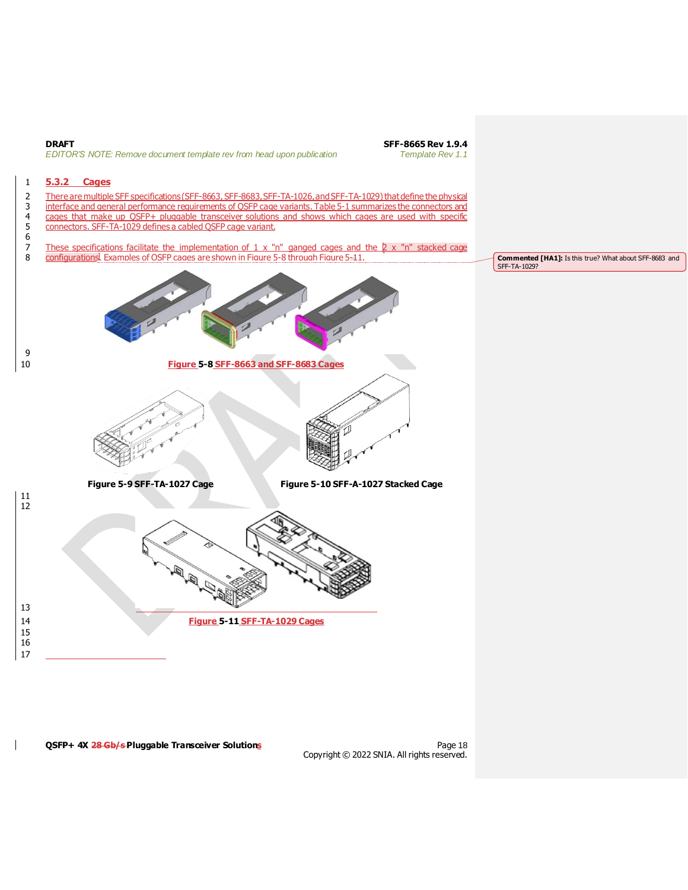### 5.3.2 Cages

There are multiple SFF specifications (SFF-8663, SFF-8683, SFF-TA-1026, and SFF-TA-1029) that define the physical interface and general performance requirements of QSFP cage variants. Table 5-1 summarizes the connectors and cages that make up QSFP+ pluggable transceiver solutions and shows which cages are used with specific connectors. SFF-TA-1029 defines a cabled QSFP cage variant.

These specifications facilitate the implementation of 1 x "n" ganged cages and the 2 x "n" stacked cage configurations. Examples of QSFP cages are shown in Figure 5-8 through Figure 5-11.

Commented [HA1]: Is this true? What about SFF-8683 and SFF-TA-1029?

**Figure 5-8 SFF-8663 and SFF-8683 Cages**

**Figure 5-9 SFF-TA-1027 Cage**

**Figure 5-10 SFF-A-1027 Stacked Cage**

**Figure 5-11 SFF-TA-1029 Cages**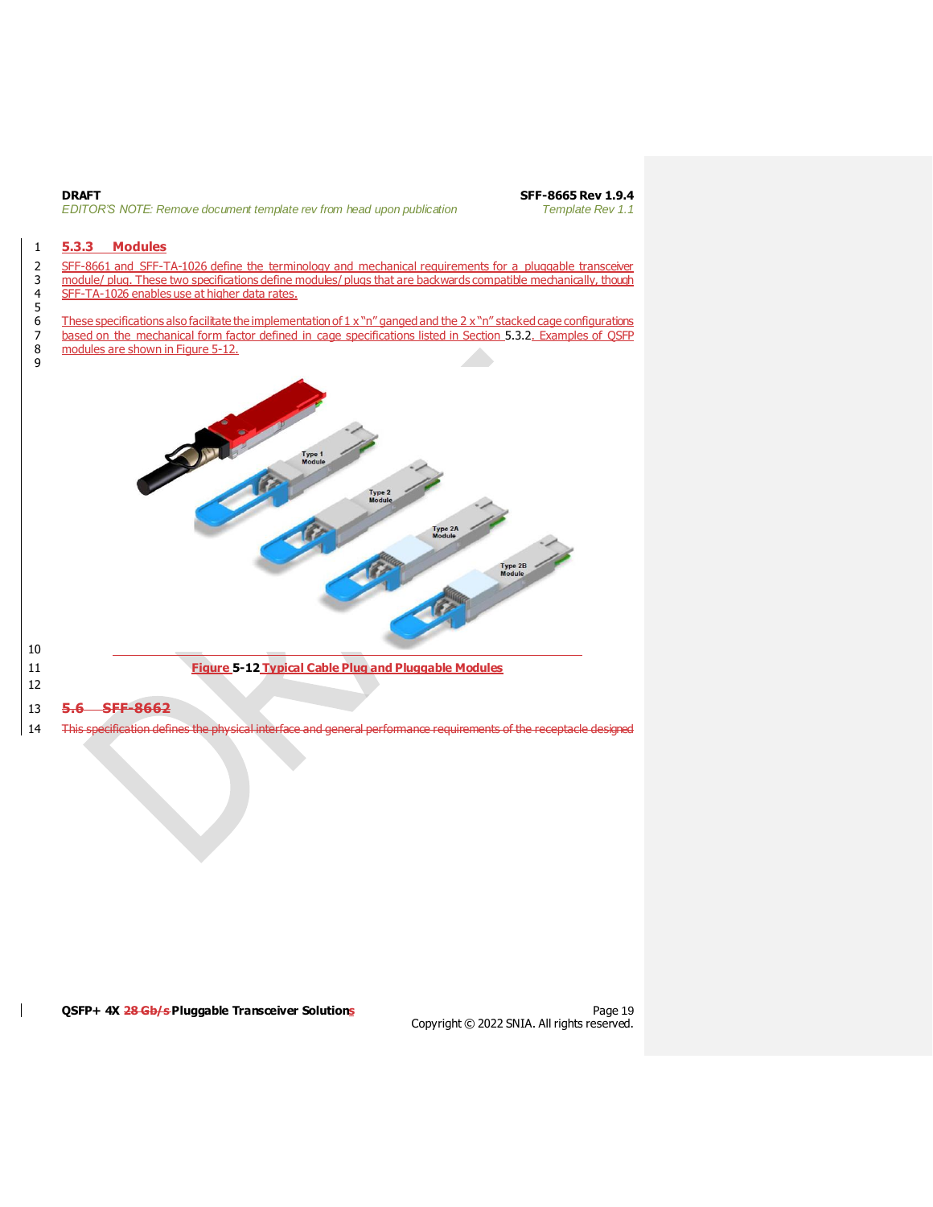### 5.3.3 Modules

SFF-8661 and SFF-TA-1026 define the terminology and mechanical requirements for a pluggable transceiver module/ plug. These two specifications define modules/ plugs that are backwards compatible mechanically, though SFF-TA-1026 enables use at higher data rates.

These specifications also facilitate the implementation of 1 x "n" ganged and the 2 x "n" stacked cage configurations based on the mechanical form factor defined in cage specifications listed in Section 5.3.2. Examples of QSFP modules are shown in Figure 5-12.

**Figure 5-12 Typical Cable Plug and Pluggable Modules**

## 5.6 SFF-8662

This specification defines the physical interface and general performance requirements of the receptacle designed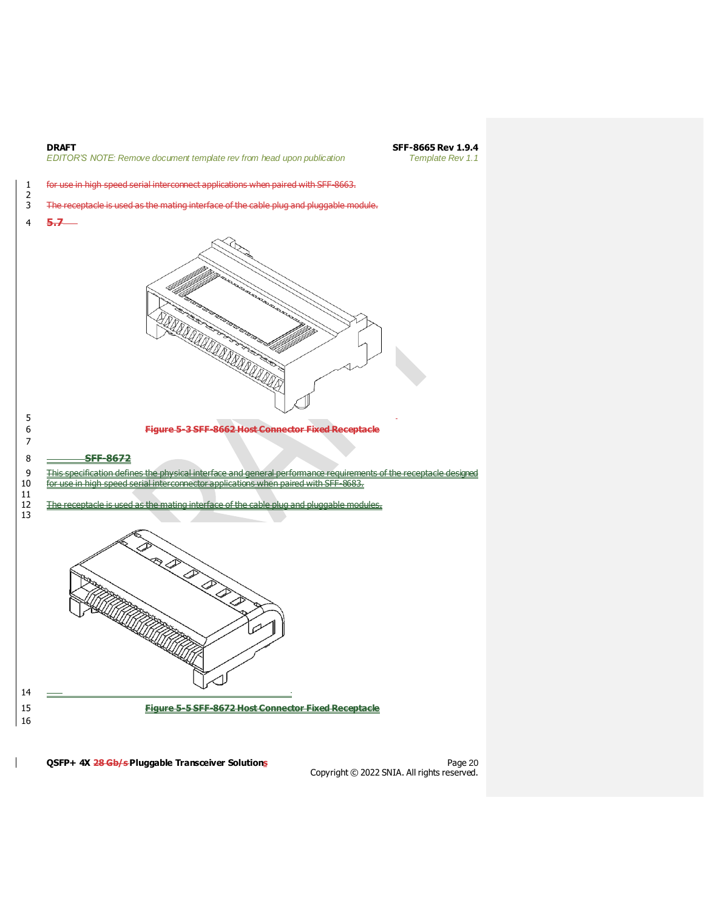for use in high speed serial interconnect applications when paired with SFF-8663.

The receptacle is used as the mating interface of the cable plug and pluggable module.

**5.7**

**Figure 5-3 SFF-8662 Host Connector Fixed Receptacle**

## SFF-8672

This specification defines the physical interface and general performance requirements of the receptacle designed for use in high speed serial interconnector applications when paired with SFF-8683.

The receptacle is used as the mating interface of the cable plug and pluggable modules.

**Figure 5-5 SFF-8672 Host Connector Fixed Receptacle**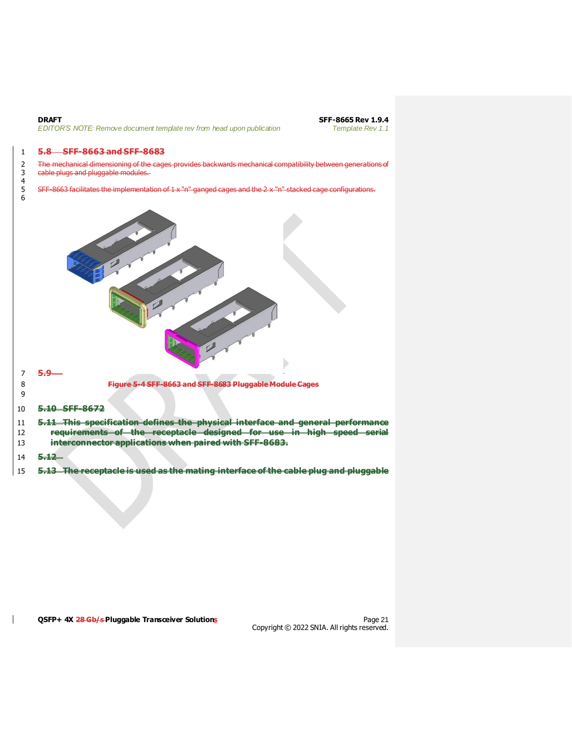## 5.8 SFF-8663 and SFF-8683

The mechanical dimensioning of the cages provides backwards mechanical compatibility between generations of cable plugs and pluggable modules.

SFF-8663 facilitates the implementation of 1 x "n" ganged cages and the 2 x "n" stacked cage configurations.

## 5.9

**Figure 5-4 SFF-8663 and SFF-8683 Pluggable Module Cages**

## 5.10 SFF-8672

## 5.11 This specification defines the physical interface and general performance requirements of the receptacle designed for use in high speed serial interconnector applications when paired with SFF-8683.

## 5.12

## 5.13 The receptacle is used as the mating interface of the cable plug and pluggable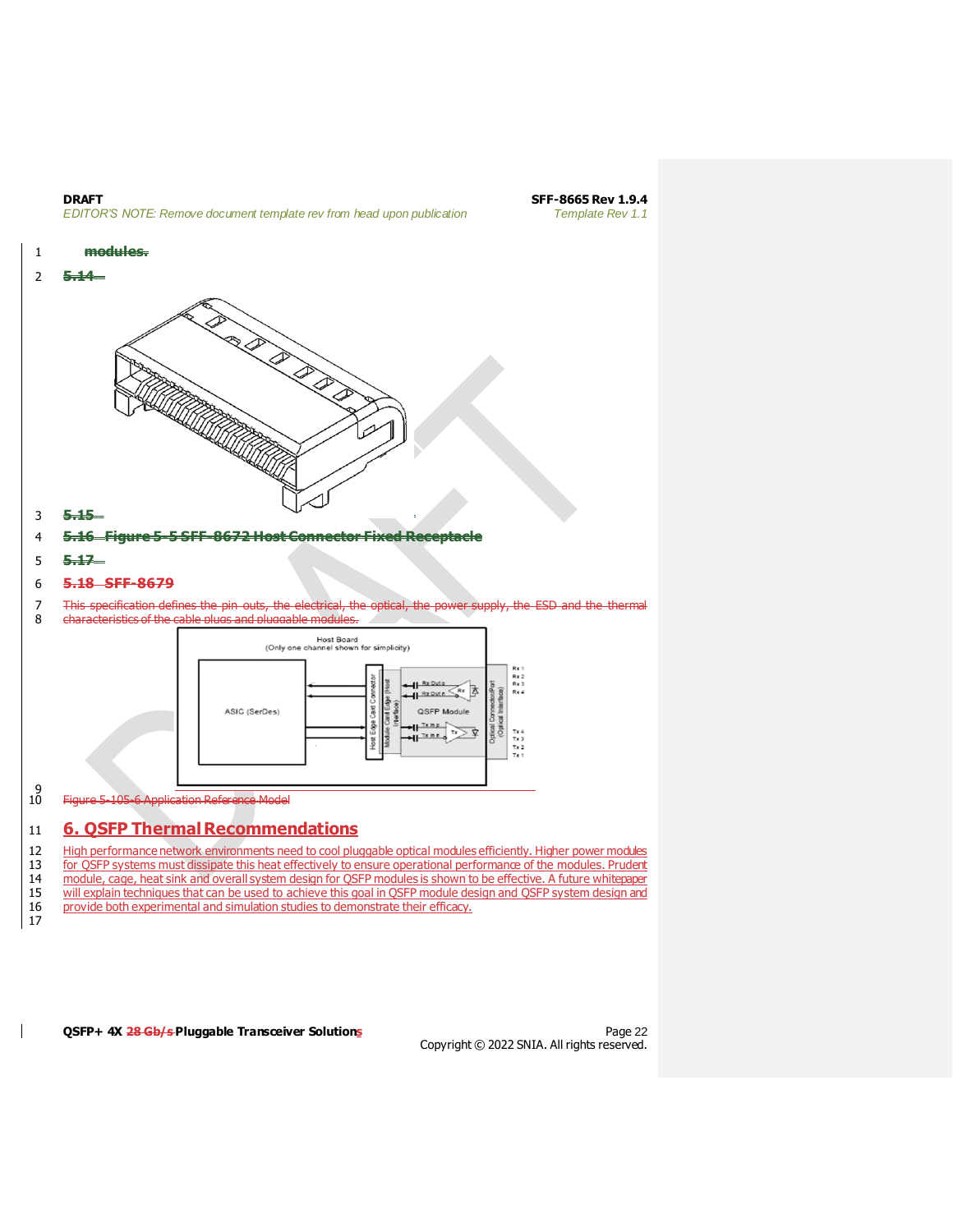modules.

5.14

5.15

5.16 Figure 5-5 SFF-8672 Host Connector Fixed Receptacle

5.17

## 5.18 SFF-8679

This specification defines the pin outs, the electrical, the optical, the power supply, the ESD and the thermal characteristics of the cable plugs and pluggable modules.

Host Board
(Only one channel shown for simplicity)
ASIC (SerDes)
Host Edge Card Connector
Module Card Edge (Host Interface)
Rx Out p
Rx Out n
Rx
QSFP Module
Tx In p
Tx In n
Tx
Optical Connector/Port (Optical Interface)
Rx 1
Rx 2
Rx 3
Rx 4
Tx 4
Tx 3
Tx 2
Tx 1

Figure 5-105-6 Application Reference Model

# 6. QSFP Thermal Recommendations

High performance network environments need to cool pluggable optical modules efficiently. Higher power modules for QSFP systems must dissipate this heat effectively to ensure operational performance of the modules. Prudent module, cage, heat sink and overall system design for QSFP modules is shown to be effective. A future whitepaper will explain techniques that can be used to achieve this goal in QSFP module design and QSFP system design and provide both experimental and simulation studies to demonstrate their efficacy.